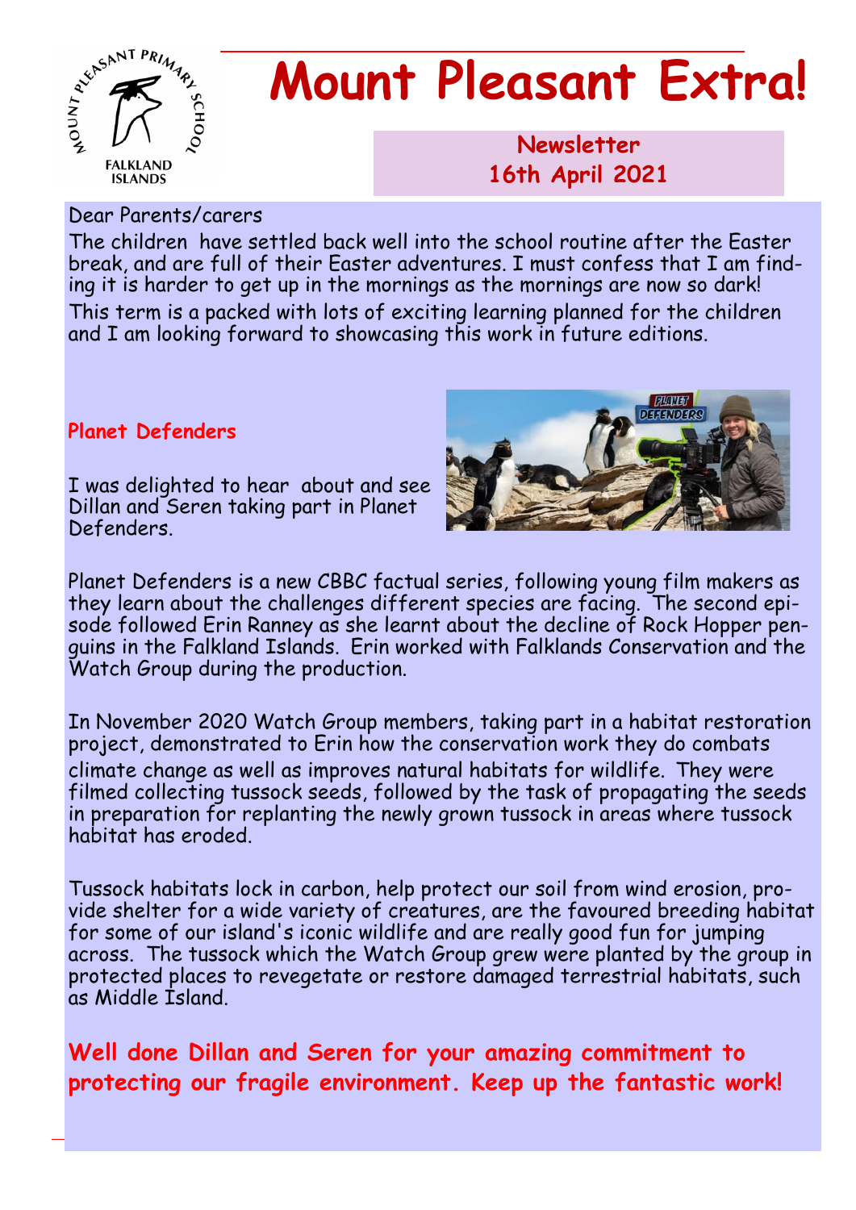# Mount Pleasant Extra!

**Newsletter**
**16th April 2021**

Dear Parents/carers

The children have settled back well into the school routine after the Easter break, and are full of their Easter adventures. I must confess that I am finding it is harder to get up in the mornings as the mornings are now so dark!

This term is a packed with lots of exciting learning planned for the children and I am looking forward to showcasing this work in future editions.

## Planet Defenders

I was delighted to hear about and see Dillan and Seren taking part in Planet Defenders.

Planet Defenders is a new CBBC factual series, following young film makers as they learn about the challenges different species are facing. The second episode followed Erin Ranney as she learnt about the decline of Rock Hopper penguins in the Falkland Islands. Erin worked with Falklands Conservation and the Watch Group during the production.

In November 2020 Watch Group members, taking part in a habitat restoration project, demonstrated to Erin how the conservation work they do combats climate change as well as improves natural habitats for wildlife. They were filmed collecting tussock seeds, followed by the task of propagating the seeds in preparation for replanting the newly grown tussock in areas where tussock habitat has eroded.

Tussock habitats lock in carbon, help protect our soil from wind erosion, provide shelter for a wide variety of creatures, are the favoured breeding habitat for some of our island's iconic wildlife and are really good fun for jumping across. The tussock which the Watch Group grew were planted by the group in protected places to revegetate or restore damaged terrestrial habitats, such as Middle Island.

**Well done Dillan and Seren for your amazing commitment to protecting our fragile environment. Keep up the fantastic work!**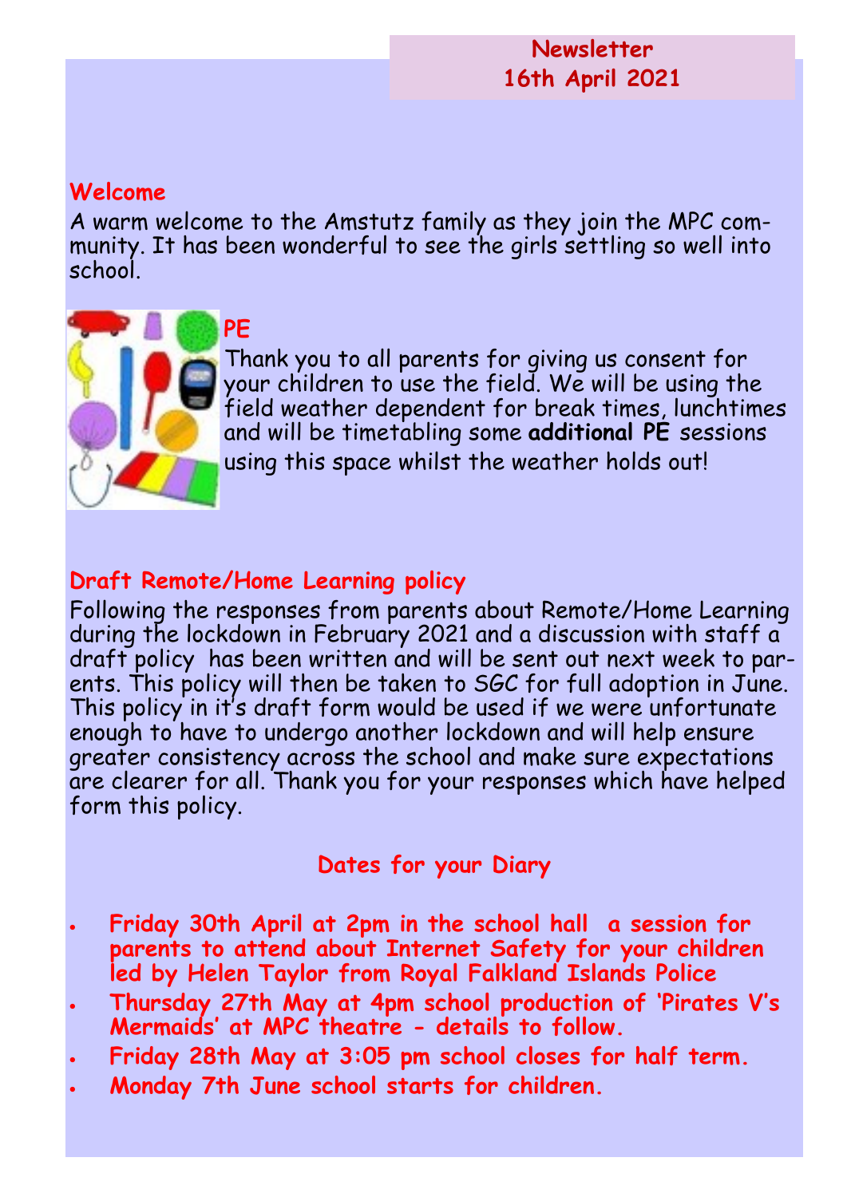**Newsletter**
**16th April 2021**

## Welcome

A warm welcome to the Amstutz family as they join the MPC community. It has been wonderful to see the girls settling so well into school.

## PE

Thank you to all parents for giving us consent for your children to use the field. We will be using the field weather dependent for break times, lunchtimes and will be timetabling some **additional PE** sessions using this space whilst the weather holds out!

## Draft Remote/Home Learning policy

Following the responses from parents about Remote/Home Learning during the lockdown in February 2021 and a discussion with staff a draft policy has been written and will be sent out next week to parents. This policy will then be taken to SGC for full adoption in June. This policy in it's draft form would be used if we were unfortunate enough to have to undergo another lockdown and will help ensure greater consistency across the school and make sure expectations are clearer for all. Thank you for your responses which have helped form this policy.

## Dates for your Diary

- **Friday 30th April at 2pm in the school hall a session for parents to attend about Internet Safety for your children led by Helen Taylor from Royal Falkland Islands Police**
- **Thursday 27th May at 4pm school production of 'Pirates V's Mermaids' at MPC theatre - details to follow.**
- **Friday 28th May at 3:05 pm school closes for half term.**
- **Monday 7th June school starts for children.**